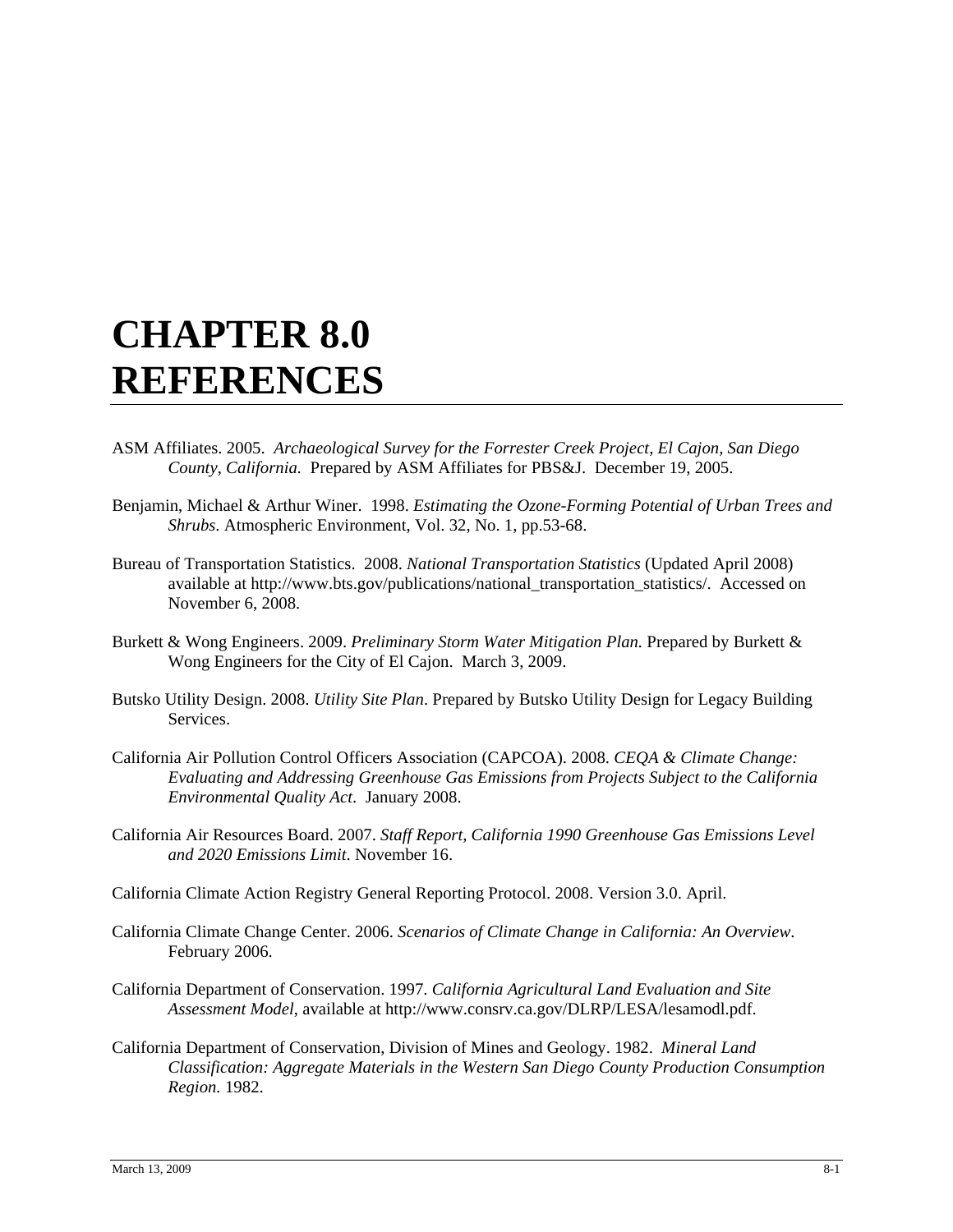# CHAPTER 8.0 REFERENCES

ASM Affiliates. 2005. *Archaeological Survey for the Forrester Creek Project, El Cajon, San Diego County, California.* Prepared by ASM Affiliates for PBS&J. December 19, 2005.

Benjamin, Michael & Arthur Winer. 1998. *Estimating the Ozone-Forming Potential of Urban Trees and Shrubs*. Atmospheric Environment, Vol. 32, No. 1, pp.53-68.

Bureau of Transportation Statistics. 2008. *National Transportation Statistics* (Updated April 2008) available at http://www.bts.gov/publications/national_transportation_statistics/. Accessed on November 6, 2008.

Burkett & Wong Engineers. 2009. *Preliminary Storm Water Mitigation Plan.* Prepared by Burkett & Wong Engineers for the City of El Cajon. March 3, 2009.

Butsko Utility Design. 2008. *Utility Site Plan*. Prepared by Butsko Utility Design for Legacy Building Services.

California Air Pollution Control Officers Association (CAPCOA). 2008. *CEQA & Climate Change: Evaluating and Addressing Greenhouse Gas Emissions from Projects Subject to the California Environmental Quality Act*. January 2008.

California Air Resources Board. 2007. *Staff Report, California 1990 Greenhouse Gas Emissions Level and 2020 Emissions Limit*. November 16.

California Climate Action Registry General Reporting Protocol. 2008. Version 3.0. April.

California Climate Change Center. 2006. *Scenarios of Climate Change in California: An Overview*. February 2006.

California Department of Conservation. 1997. *California Agricultural Land Evaluation and Site Assessment Model*, available at http://www.consrv.ca.gov/DLRP/LESA/lesamodl.pdf.

California Department of Conservation, Division of Mines and Geology. 1982. *Mineral Land Classification: Aggregate Materials in the Western San Diego County Production Consumption Region.* 1982.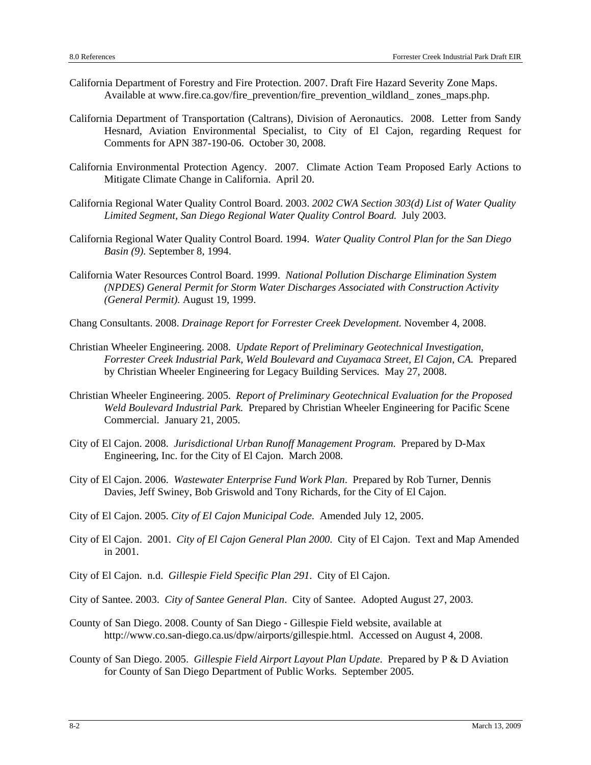California Department of Forestry and Fire Protection. 2007. Draft Fire Hazard Severity Zone Maps. Available at www.fire.ca.gov/fire_prevention/fire_prevention_wildland_ zones_maps.php.

California Department of Transportation (Caltrans), Division of Aeronautics. 2008. Letter from Sandy Hesnard, Aviation Environmental Specialist, to City of El Cajon, regarding Request for Comments for APN 387-190-06. October 30, 2008.

California Environmental Protection Agency. 2007. Climate Action Team Proposed Early Actions to Mitigate Climate Change in California. April 20.

California Regional Water Quality Control Board. 2003. *2002 CWA Section 303(d) List of Water Quality Limited Segment, San Diego Regional Water Quality Control Board.* July 2003.

California Regional Water Quality Control Board. 1994. *Water Quality Control Plan for the San Diego Basin (9).* September 8, 1994.

California Water Resources Control Board. 1999. *National Pollution Discharge Elimination System (NPDES) General Permit for Storm Water Discharges Associated with Construction Activity (General Permit).* August 19, 1999.

Chang Consultants. 2008. *Drainage Report for Forrester Creek Development.* November 4, 2008.

Christian Wheeler Engineering. 2008. *Update Report of Preliminary Geotechnical Investigation, Forrester Creek Industrial Park, Weld Boulevard and Cuyamaca Street, El Cajon, CA.* Prepared by Christian Wheeler Engineering for Legacy Building Services. May 27, 2008.

Christian Wheeler Engineering. 2005. *Report of Preliminary Geotechnical Evaluation for the Proposed Weld Boulevard Industrial Park.* Prepared by Christian Wheeler Engineering for Pacific Scene Commercial. January 21, 2005.

City of El Cajon. 2008. *Jurisdictional Urban Runoff Management Program*. Prepared by D-Max Engineering, Inc. for the City of El Cajon. March 2008.

City of El Cajon. 2006. *Wastewater Enterprise Fund Work Plan*. Prepared by Rob Turner, Dennis Davies, Jeff Swiney, Bob Griswold and Tony Richards, for the City of El Cajon.

City of El Cajon. 2005. *City of El Cajon Municipal Code*. Amended July 12, 2005.

City of El Cajon. 2001. *City of El Cajon General Plan 2000*. City of El Cajon. Text and Map Amended in 2001.

City of El Cajon. n.d. *Gillespie Field Specific Plan 291*. City of El Cajon.

City of Santee. 2003. *City of Santee General Plan*. City of Santee. Adopted August 27, 2003.

County of San Diego. 2008. County of San Diego - Gillespie Field website, available at http://www.co.san-diego.ca.us/dpw/airports/gillespie.html. Accessed on August 4, 2008.

County of San Diego. 2005. *Gillespie Field Airport Layout Plan Update*. Prepared by P & D Aviation for County of San Diego Department of Public Works. September 2005.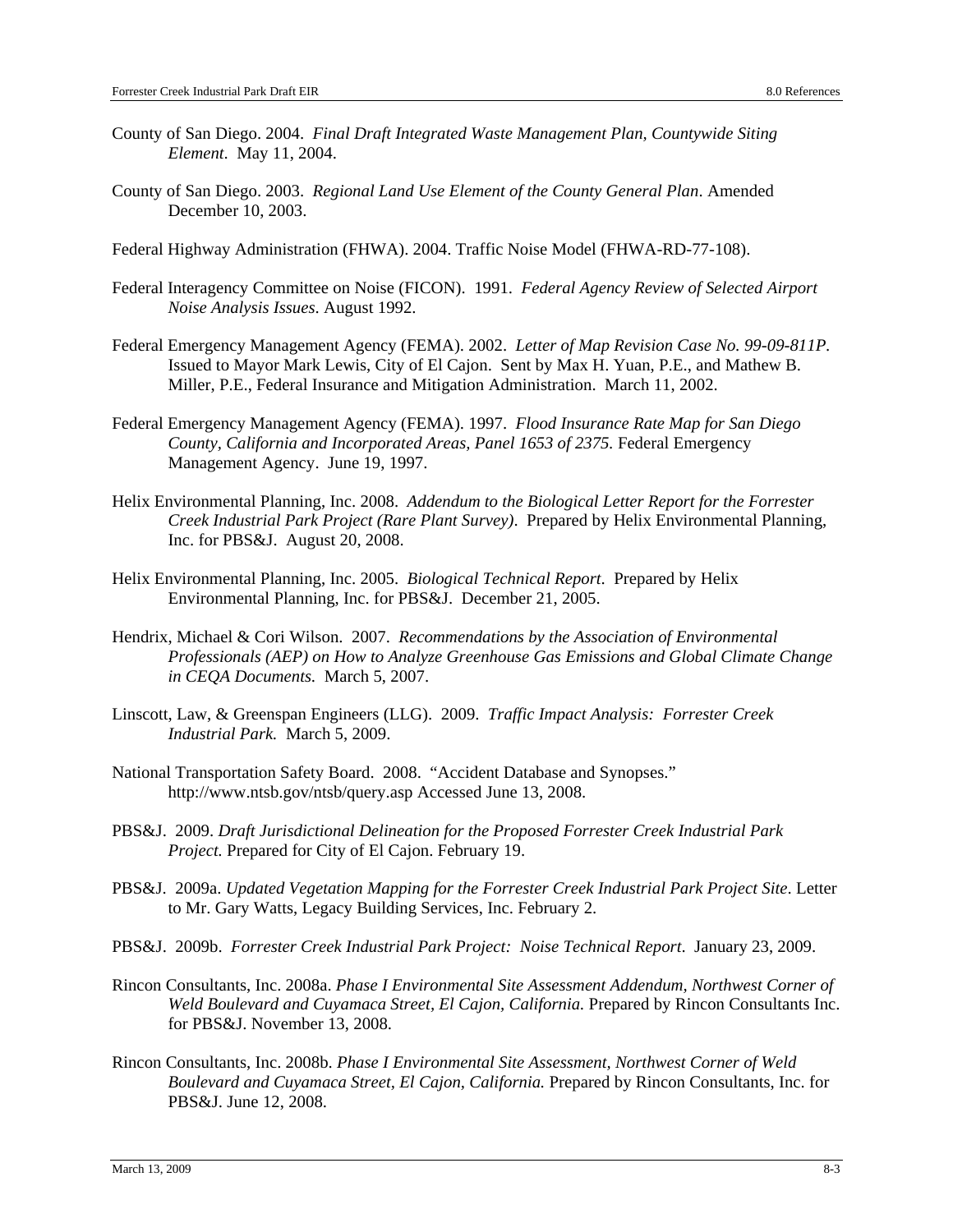County of San Diego. 2004. *Final Draft Integrated Waste Management Plan, Countywide Siting Element*. May 11, 2004.

County of San Diego. 2003. *Regional Land Use Element of the County General Plan*. Amended December 10, 2003.

Federal Highway Administration (FHWA). 2004. Traffic Noise Model (FHWA-RD-77-108).

Federal Interagency Committee on Noise (FICON). 1991. *Federal Agency Review of Selected Airport Noise Analysis Issues*. August 1992.

Federal Emergency Management Agency (FEMA). 2002. *Letter of Map Revision Case No. 99-09-811P*. Issued to Mayor Mark Lewis, City of El Cajon. Sent by Max H. Yuan, P.E., and Mathew B. Miller, P.E., Federal Insurance and Mitigation Administration. March 11, 2002.

Federal Emergency Management Agency (FEMA). 1997. *Flood Insurance Rate Map for San Diego County, California and Incorporated Areas, Panel 1653 of 2375*. Federal Emergency Management Agency. June 19, 1997.

Helix Environmental Planning, Inc. 2008. *Addendum to the Biological Letter Report for the Forrester Creek Industrial Park Project (Rare Plant Survey)*. Prepared by Helix Environmental Planning, Inc. for PBS&J. August 20, 2008.

Helix Environmental Planning, Inc. 2005. *Biological Technical Report*. Prepared by Helix Environmental Planning, Inc. for PBS&J. December 21, 2005.

Hendrix, Michael & Cori Wilson. 2007. *Recommendations by the Association of Environmental Professionals (AEP) on How to Analyze Greenhouse Gas Emissions and Global Climate Change in CEQA Documents*. March 5, 2007.

Linscott, Law, & Greenspan Engineers (LLG). 2009. *Traffic Impact Analysis: Forrester Creek Industrial Park.* March 5, 2009.

National Transportation Safety Board. 2008. "Accident Database and Synopses." http://www.ntsb.gov/ntsb/query.asp Accessed June 13, 2008.

PBS&J. 2009. *Draft Jurisdictional Delineation for the Proposed Forrester Creek Industrial Park Project.* Prepared for City of El Cajon. February 19.

PBS&J. 2009a. *Updated Vegetation Mapping for the Forrester Creek Industrial Park Project Site*. Letter to Mr. Gary Watts, Legacy Building Services, Inc. February 2.

PBS&J. 2009b. *Forrester Creek Industrial Park Project: Noise Technical Report*. January 23, 2009.

Rincon Consultants, Inc. 2008a. *Phase I Environmental Site Assessment Addendum, Northwest Corner of Weld Boulevard and Cuyamaca Street, El Cajon, California.* Prepared by Rincon Consultants Inc. for PBS&J. November 13, 2008.

Rincon Consultants, Inc. 2008b. *Phase I Environmental Site Assessment, Northwest Corner of Weld Boulevard and Cuyamaca Street, El Cajon, California.* Prepared by Rincon Consultants, Inc. for PBS&J. June 12, 2008.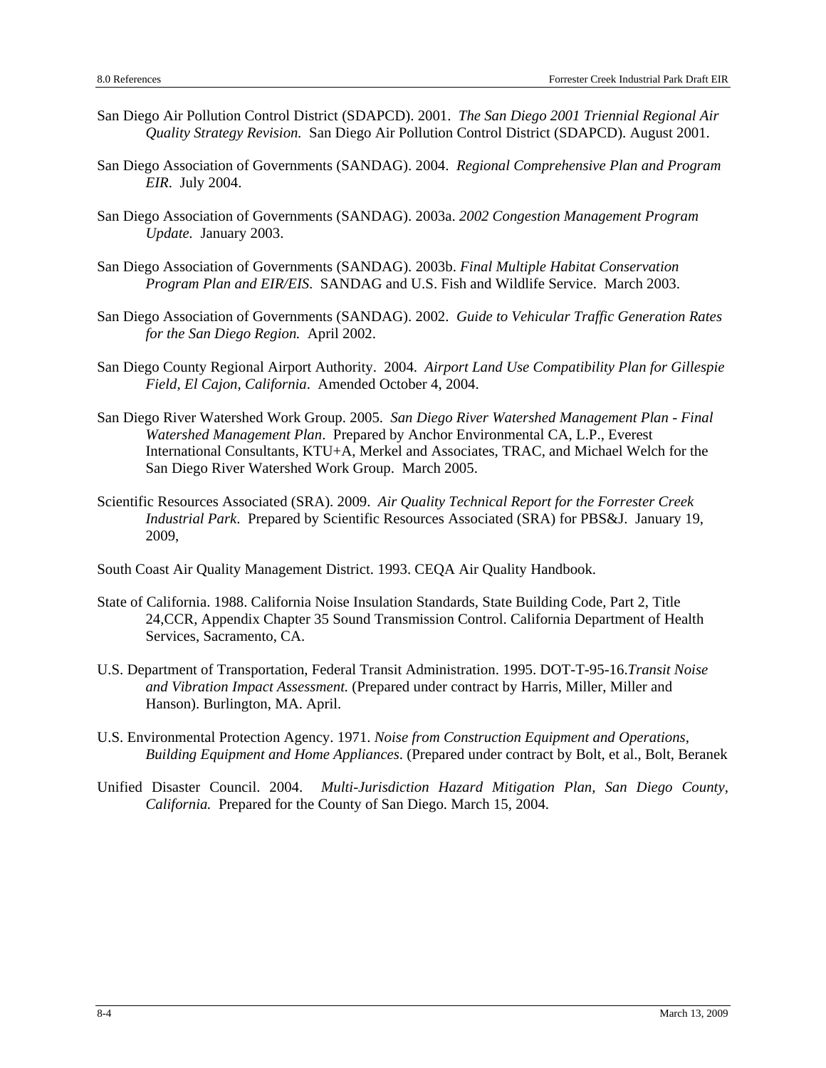San Diego Air Pollution Control District (SDAPCD). 2001. *The San Diego 2001 Triennial Regional Air Quality Strategy Revision.* San Diego Air Pollution Control District (SDAPCD). August 2001.

San Diego Association of Governments (SANDAG). 2004. *Regional Comprehensive Plan and Program EIR*. July 2004.

San Diego Association of Governments (SANDAG). 2003a. *2002 Congestion Management Program Update.* January 2003.

San Diego Association of Governments (SANDAG). 2003b. *Final Multiple Habitat Conservation Program Plan and EIR/EIS.* SANDAG and U.S. Fish and Wildlife Service. March 2003.

San Diego Association of Governments (SANDAG). 2002. *Guide to Vehicular Traffic Generation Rates for the San Diego Region.* April 2002.

San Diego County Regional Airport Authority. 2004. *Airport Land Use Compatibility Plan for Gillespie Field, El Cajon, California*. Amended October 4, 2004.

San Diego River Watershed Work Group. 2005. *San Diego River Watershed Management Plan - Final Watershed Management Plan*. Prepared by Anchor Environmental CA, L.P., Everest International Consultants, KTU+A, Merkel and Associates, TRAC, and Michael Welch for the San Diego River Watershed Work Group. March 2005.

Scientific Resources Associated (SRA). 2009. *Air Quality Technical Report for the Forrester Creek Industrial Park*. Prepared by Scientific Resources Associated (SRA) for PBS&J. January 19, 2009,

South Coast Air Quality Management District. 1993. CEQA Air Quality Handbook.

State of California. 1988. California Noise Insulation Standards, State Building Code, Part 2, Title 24,CCR, Appendix Chapter 35 Sound Transmission Control. California Department of Health Services, Sacramento, CA.

U.S. Department of Transportation, Federal Transit Administration. 1995. DOT-T-95-16.*Transit Noise and Vibration Impact Assessment.* (Prepared under contract by Harris, Miller, Miller and Hanson). Burlington, MA. April.

U.S. Environmental Protection Agency. 1971. *Noise from Construction Equipment and Operations, Building Equipment and Home Appliances*. (Prepared under contract by Bolt, et al., Bolt, Beranek

Unified Disaster Council. 2004. *Multi-Jurisdiction Hazard Mitigation Plan, San Diego County, California.* Prepared for the County of San Diego. March 15, 2004.